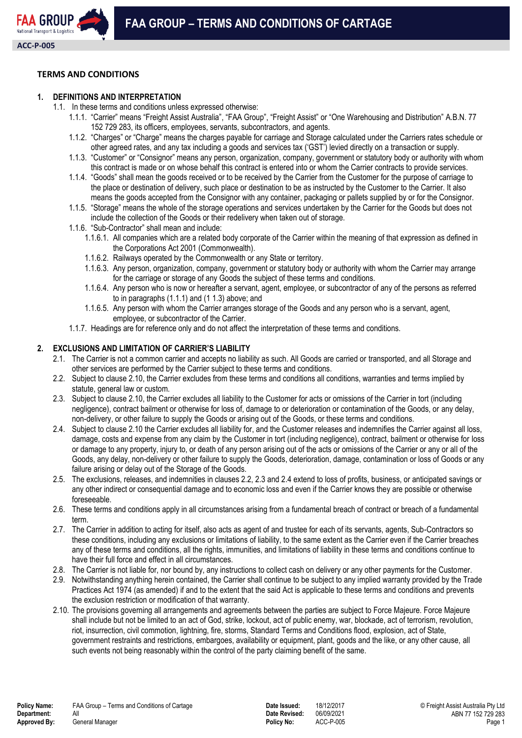# FAA GROUP – TERMS AND CONDITIONS OF CARTAGE

ACC-P-005

## TERMS AND CONDITIONS

### 1. DEFINITIONS AND INTERPRETATION

1.1. In these terms and conditions unless expressed otherwise:

1.1.1. "Carrier" means "Freight Assist Australia", "FAA Group", "Freight Assist" or "One Warehousing and Distribution" A.B.N. 77 152 729 283, its officers, employees, servants, subcontractors, and agents.

1.1.2. "Charges" or "Charge" means the charges payable for carriage and Storage calculated under the Carriers rates schedule or other agreed rates, and any tax including a goods and services tax ('GST') levied directly on a transaction or supply.

1.1.3. "Customer" or "Consignor" means any person, organization, company, government or statutory body or authority with whom this contract is made or on whose behalf this contract is entered into or whom the Carrier contracts to provide services.

1.1.4. "Goods" shall mean the goods received or to be received by the Carrier from the Customer for the purpose of carriage to the place or destination of delivery, such place or destination to be as instructed by the Customer to the Carrier. It also means the goods accepted from the Consignor with any container, packaging or pallets supplied by or for the Consignor.

1.1.5. "Storage" means the whole of the storage operations and services undertaken by the Carrier for the Goods but does not include the collection of the Goods or their redelivery when taken out of storage.

1.1.6. "Sub-Contractor" shall mean and include:

1.1.6.1. All companies which are a related body corporate of the Carrier within the meaning of that expression as defined in the Corporations Act 2001 (Commonwealth).

1.1.6.2. Railways operated by the Commonwealth or any State or territory.

1.1.6.3. Any person, organization, company, government or statutory body or authority with whom the Carrier may arrange for the carriage or storage of any Goods the subject of these terms and conditions.

1.1.6.4. Any person who is now or hereafter a servant, agent, employee, or subcontractor of any of the persons as referred to in paragraphs (1.1.1) and (1 1.3) above; and

1.1.6.5. Any person with whom the Carrier arranges storage of the Goods and any person who is a servant, agent, employee, or subcontractor of the Carrier.

1.1.7. Headings are for reference only and do not affect the interpretation of these terms and conditions.

### 2. EXCLUSIONS AND LIMITATION OF CARRIER'S LIABILITY

2.1. The Carrier is not a common carrier and accepts no liability as such. All Goods are carried or transported, and all Storage and other services are performed by the Carrier subject to these terms and conditions.

2.2. Subject to clause 2.10, the Carrier excludes from these terms and conditions all conditions, warranties and terms implied by statute, general law or custom.

2.3. Subject to clause 2.10, the Carrier excludes all liability to the Customer for acts or omissions of the Carrier in tort (including negligence), contract bailment or otherwise for loss of, damage to or deterioration or contamination of the Goods, or any delay, non-delivery, or other failure to supply the Goods or arising out of the Goods, or these terms and conditions.

2.4. Subject to clause 2.10 the Carrier excludes all liability for, and the Customer releases and indemnifies the Carrier against all loss, damage, costs and expense from any claim by the Customer in tort (including negligence), contract, bailment or otherwise for loss or damage to any property, injury to, or death of any person arising out of the acts or omissions of the Carrier or any or all of the Goods, any delay, non-delivery or other failure to supply the Goods, deterioration, damage, contamination or loss of Goods or any failure arising or delay out of the Storage of the Goods.

2.5. The exclusions, releases, and indemnities in clauses 2.2, 2.3 and 2.4 extend to loss of profits, business, or anticipated savings or any other indirect or consequential damage and to economic loss and even if the Carrier knows they are possible or otherwise foreseeable.

2.6. These terms and conditions apply in all circumstances arising from a fundamental breach of contract or breach of a fundamental term.

2.7. The Carrier in addition to acting for itself, also acts as agent of and trustee for each of its servants, agents, Sub-Contractors so these conditions, including any exclusions or limitations of liability, to the same extent as the Carrier even if the Carrier breaches any of these terms and conditions, all the rights, immunities, and limitations of liability in these terms and conditions continue to have their full force and effect in all circumstances.

2.8. The Carrier is not liable for, nor bound by, any instructions to collect cash on delivery or any other payments for the Customer.

2.9. Notwithstanding anything herein contained, the Carrier shall continue to be subject to any implied warranty provided by the Trade Practices Act 1974 (as amended) if and to the extent that the said Act is applicable to these terms and conditions and prevents the exclusion restriction or modification of that warranty.

2.10. The provisions governing all arrangements and agreements between the parties are subject to Force Majeure. Force Majeure shall include but not be limited to an act of God, strike, lockout, act of public enemy, war, blockade, act of terrorism, revolution, riot, insurrection, civil commotion, lightning, fire, storms, Standard Terms and Conditions flood, explosion, act of State, government restraints and restrictions, embargoes, availability or equipment, plant, goods and the like, or any other cause, all such events not being reasonably within the control of the party claiming benefit of the same.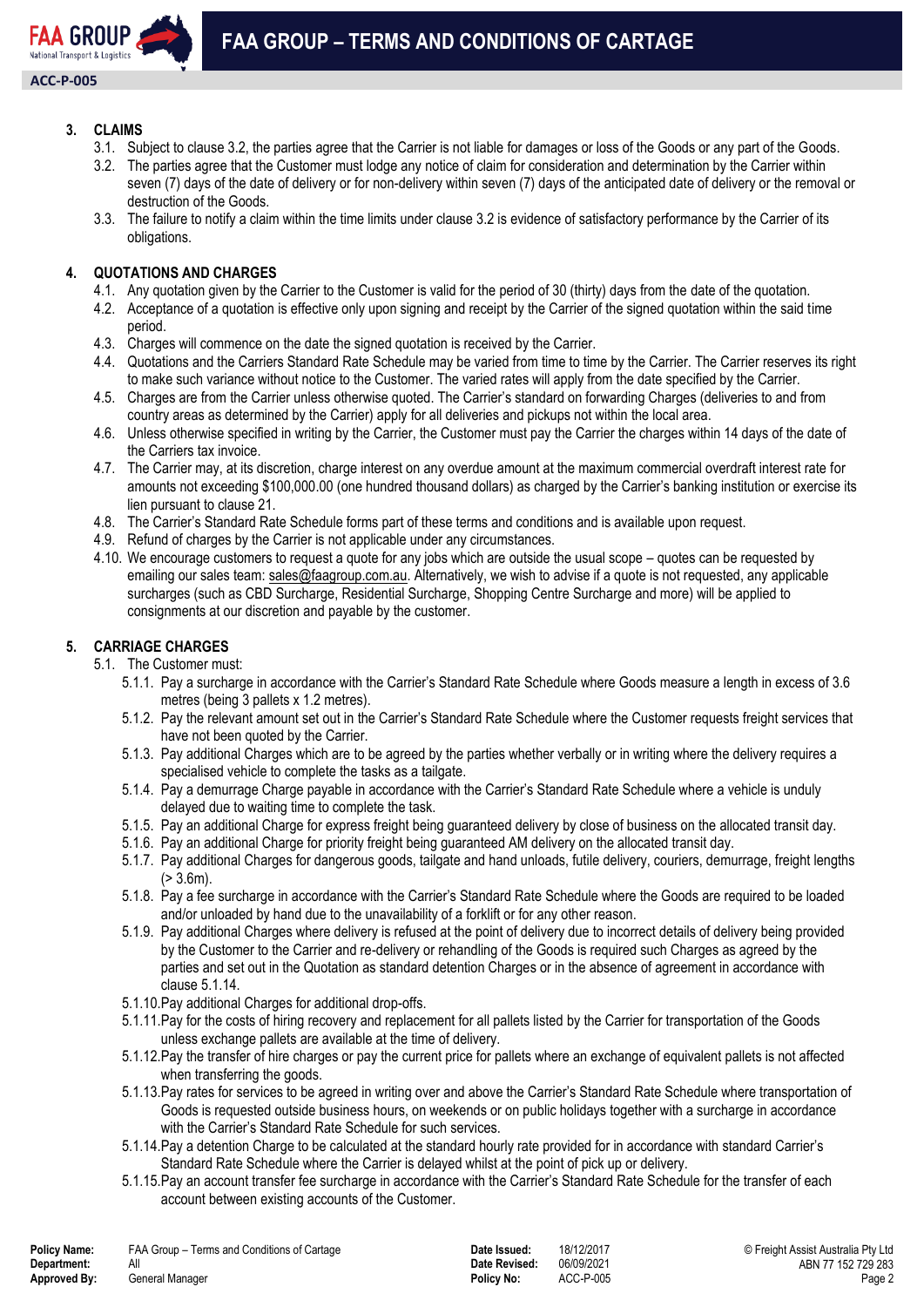## 3. CLAIMS

3.1. Subject to clause 3.2, the parties agree that the Carrier is not liable for damages or loss of the Goods or any part of the Goods.

3.2. The parties agree that the Customer must lodge any notice of claim for consideration and determination by the Carrier within seven (7) days of the date of delivery or for non-delivery within seven (7) days of the anticipated date of delivery or the removal or destruction of the Goods.

3.3. The failure to notify a claim within the time limits under clause 3.2 is evidence of satisfactory performance by the Carrier of its obligations.

## 4. QUOTATIONS AND CHARGES

4.1. Any quotation given by the Carrier to the Customer is valid for the period of 30 (thirty) days from the date of the quotation.

4.2. Acceptance of a quotation is effective only upon signing and receipt by the Carrier of the signed quotation within the said time period.

4.3. Charges will commence on the date the signed quotation is received by the Carrier.

4.4. Quotations and the Carriers Standard Rate Schedule may be varied from time to time by the Carrier. The Carrier reserves its right to make such variance without notice to the Customer. The varied rates will apply from the date specified by the Carrier.

4.5. Charges are from the Carrier unless otherwise quoted. The Carrier's standard on forwarding Charges (deliveries to and from country areas as determined by the Carrier) apply for all deliveries and pickups not within the local area.

4.6. Unless otherwise specified in writing by the Carrier, the Customer must pay the Carrier the charges within 14 days of the date of the Carriers tax invoice.

4.7. The Carrier may, at its discretion, charge interest on any overdue amount at the maximum commercial overdraft interest rate for amounts not exceeding $100,000.00 (one hundred thousand dollars) as charged by the Carrier's banking institution or exercise its lien pursuant to clause 21.

4.8. The Carrier's Standard Rate Schedule forms part of these terms and conditions and is available upon request.

4.9. Refund of charges by the Carrier is not applicable under any circumstances.

4.10. We encourage customers to request a quote for any jobs which are outside the usual scope – quotes can be requested by emailing our sales team: sales@faagroup.com.au. Alternatively, we wish to advise if a quote is not requested, any applicable surcharges (such as CBD Surcharge, Residential Surcharge, Shopping Centre Surcharge and more) will be applied to consignments at our discretion and payable by the customer.

## 5. CARRIAGE CHARGES

5.1. The Customer must:

5.1.1. Pay a surcharge in accordance with the Carrier's Standard Rate Schedule where Goods measure a length in excess of 3.6 metres (being 3 pallets x 1.2 metres).

5.1.2. Pay the relevant amount set out in the Carrier's Standard Rate Schedule where the Customer requests freight services that have not been quoted by the Carrier.

5.1.3. Pay additional Charges which are to be agreed by the parties whether verbally or in writing where the delivery requires a specialised vehicle to complete the tasks as a tailgate.

5.1.4. Pay a demurrage Charge payable in accordance with the Carrier's Standard Rate Schedule where a vehicle is unduly delayed due to waiting time to complete the task.

5.1.5. Pay an additional Charge for express freight being guaranteed delivery by close of business on the allocated transit day.

5.1.6. Pay an additional Charge for priority freight being guaranteed AM delivery on the allocated transit day.

5.1.7. Pay additional Charges for dangerous goods, tailgate and hand unloads, futile delivery, couriers, demurrage, freight lengths (> 3.6m).

5.1.8. Pay a fee surcharge in accordance with the Carrier's Standard Rate Schedule where the Goods are required to be loaded and/or unloaded by hand due to the unavailability of a forklift or for any other reason.

5.1.9. Pay additional Charges where delivery is refused at the point of delivery due to incorrect details of delivery being provided by the Customer to the Carrier and re-delivery or rehandling of the Goods is required such Charges as agreed by the parties and set out in the Quotation as standard detention Charges or in the absence of agreement in accordance with clause 5.1.14.

5.1.10. Pay additional Charges for additional drop-offs.

5.1.11. Pay for the costs of hiring recovery and replacement for all pallets listed by the Carrier for transportation of the Goods unless exchange pallets are available at the time of delivery.

5.1.12. Pay the transfer of hire charges or pay the current price for pallets where an exchange of equivalent pallets is not affected when transferring the goods.

5.1.13. Pay rates for services to be agreed in writing over and above the Carrier's Standard Rate Schedule where transportation of Goods is requested outside business hours, on weekends or on public holidays together with a surcharge in accordance with the Carrier's Standard Rate Schedule for such services.

5.1.14. Pay a detention Charge to be calculated at the standard hourly rate provided for in accordance with standard Carrier's Standard Rate Schedule where the Carrier is delayed whilst at the point of pick up or delivery.

5.1.15. Pay an account transfer fee surcharge in accordance with the Carrier's Standard Rate Schedule for the transfer of each account between existing accounts of the Customer.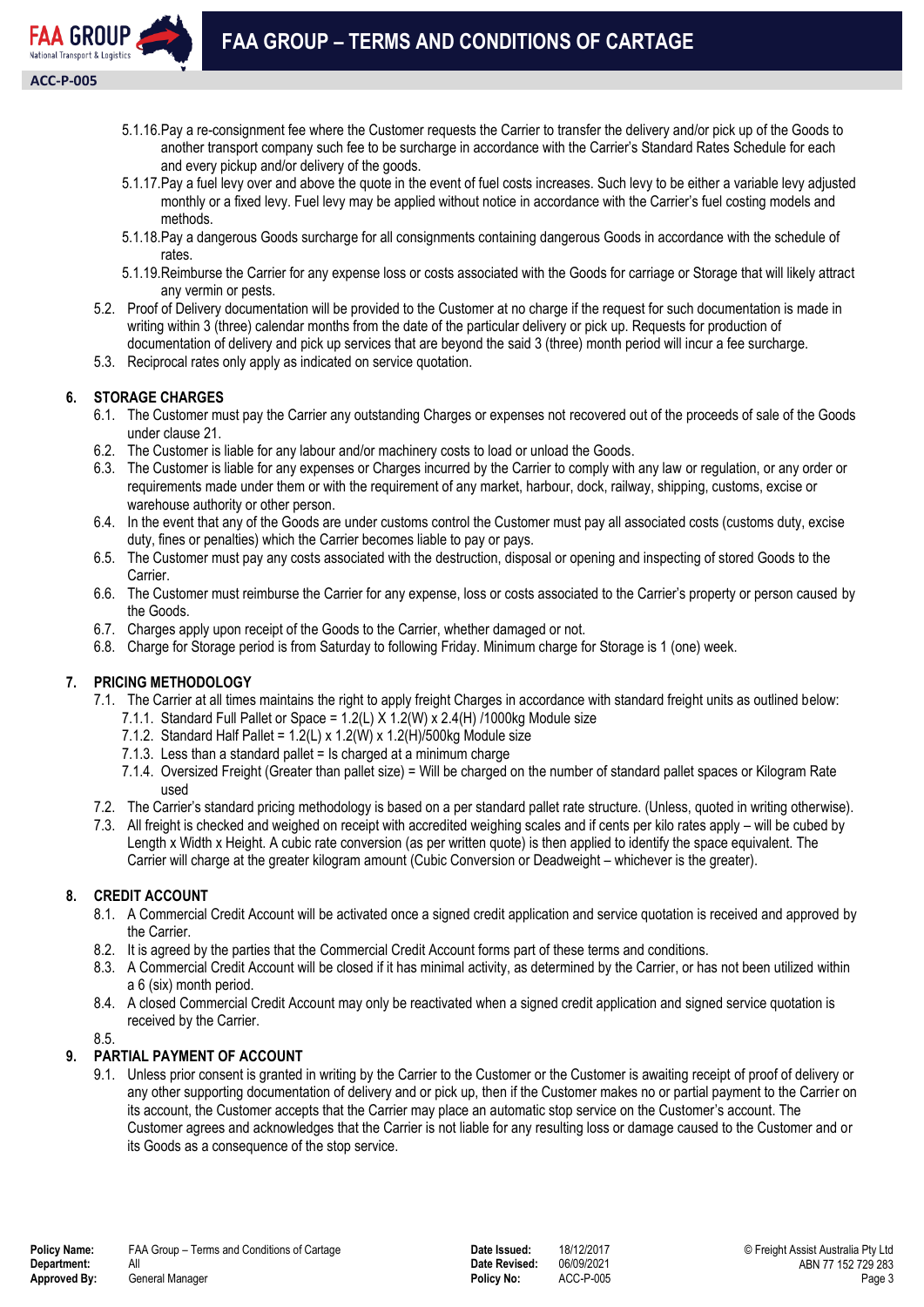5.1.16. Pay a re-consignment fee where the Customer requests the Carrier to transfer the delivery and/or pick up of the Goods to another transport company such fee to be surcharge in accordance with the Carrier's Standard Rates Schedule for each and every pickup and/or delivery of the goods.

5.1.17. Pay a fuel levy over and above the quote in the event of fuel costs increases. Such levy to be either a variable levy adjusted monthly or a fixed levy. Fuel levy may be applied without notice in accordance with the Carrier's fuel costing models and methods.

5.1.18. Pay a dangerous Goods surcharge for all consignments containing dangerous Goods in accordance with the schedule of rates.

5.1.19. Reimburse the Carrier for any expense loss or costs associated with the Goods for carriage or Storage that will likely attract any vermin or pests.

5.2. Proof of Delivery documentation will be provided to the Customer at no charge if the request for such documentation is made in writing within 3 (three) calendar months from the date of the particular delivery or pick up. Requests for production of documentation of delivery and pick up services that are beyond the said 3 (three) month period will incur a fee surcharge.

5.3. Reciprocal rates only apply as indicated on service quotation.

## 6. STORAGE CHARGES

6.1. The Customer must pay the Carrier any outstanding Charges or expenses not recovered out of the proceeds of sale of the Goods under clause 21.

6.2. The Customer is liable for any labour and/or machinery costs to load or unload the Goods.

6.3. The Customer is liable for any expenses or Charges incurred by the Carrier to comply with any law or regulation, or any order or requirements made under them or with the requirement of any market, harbour, dock, railway, shipping, customs, excise or warehouse authority or other person.

6.4. In the event that any of the Goods are under customs control the Customer must pay all associated costs (customs duty, excise duty, fines or penalties) which the Carrier becomes liable to pay or pays.

6.5. The Customer must pay any costs associated with the destruction, disposal or opening and inspecting of stored Goods to the Carrier.

6.6. The Customer must reimburse the Carrier for any expense, loss or costs associated to the Carrier's property or person caused by the Goods.

6.7. Charges apply upon receipt of the Goods to the Carrier, whether damaged or not.

6.8. Charge for Storage period is from Saturday to following Friday. Minimum charge for Storage is 1 (one) week.

## 7. PRICING METHODOLOGY

7.1. The Carrier at all times maintains the right to apply freight Charges in accordance with standard freight units as outlined below:

7.1.1. Standard Full Pallet or Space = 1.2(L) X 1.2(W) x 2.4(H) /1000kg Module size

7.1.2. Standard Half Pallet = 1.2(L) x 1.2(W) x 1.2(H)/500kg Module size

7.1.3. Less than a standard pallet = Is charged at a minimum charge

7.1.4. Oversized Freight (Greater than pallet size) = Will be charged on the number of standard pallet spaces or Kilogram Rate used

7.2. The Carrier's standard pricing methodology is based on a per standard pallet rate structure. (Unless, quoted in writing otherwise).

7.3. All freight is checked and weighed on receipt with accredited weighing scales and if cents per kilo rates apply – will be cubed by Length x Width x Height. A cubic rate conversion (as per written quote) is then applied to identify the space equivalent. The Carrier will charge at the greater kilogram amount (Cubic Conversion or Deadweight – whichever is the greater).

## 8. CREDIT ACCOUNT

8.1. A Commercial Credit Account will be activated once a signed credit application and service quotation is received and approved by the Carrier.

8.2. It is agreed by the parties that the Commercial Credit Account forms part of these terms and conditions.

8.3. A Commercial Credit Account will be closed if it has minimal activity, as determined by the Carrier, or has not been utilized within a 6 (six) month period.

8.4. A closed Commercial Credit Account may only be reactivated when a signed credit application and signed service quotation is received by the Carrier.

8.5.

## 9. PARTIAL PAYMENT OF ACCOUNT

9.1. Unless prior consent is granted in writing by the Carrier to the Customer or the Customer is awaiting receipt of proof of delivery or any other supporting documentation of delivery and or pick up, then if the Customer makes no or partial payment to the Carrier on its account, the Customer accepts that the Carrier may place an automatic stop service on the Customer's account. The Customer agrees and acknowledges that the Carrier is not liable for any resulting loss or damage caused to the Customer and or its Goods as a consequence of the stop service.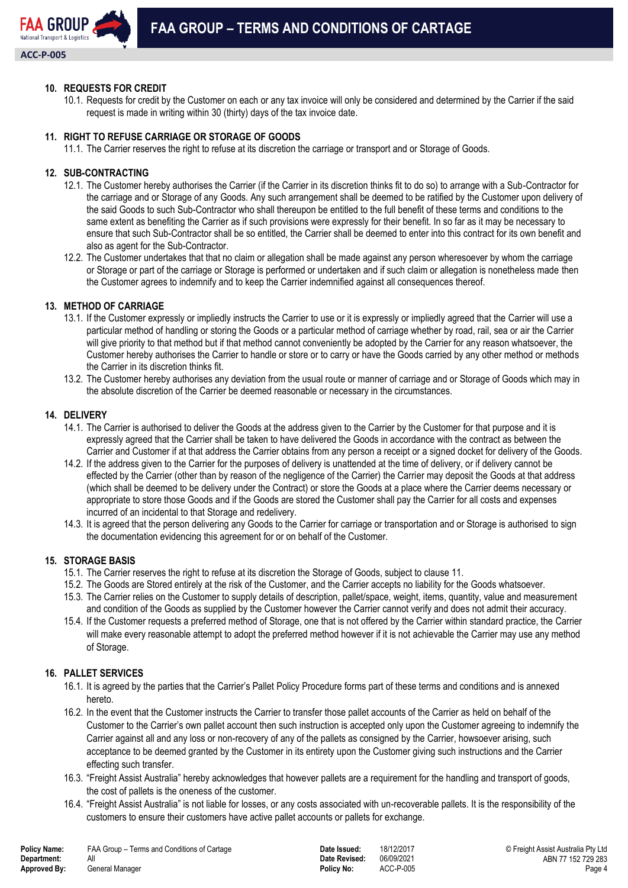## 10. REQUESTS FOR CREDIT

10.1. Requests for credit by the Customer on each or any tax invoice will only be considered and determined by the Carrier if the said request is made in writing within 30 (thirty) days of the tax invoice date.

## 11. RIGHT TO REFUSE CARRIAGE OR STORAGE OF GOODS

11.1. The Carrier reserves the right to refuse at its discretion the carriage or transport and or Storage of Goods.

## 12. SUB-CONTRACTING

12.1. The Customer hereby authorises the Carrier (if the Carrier in its discretion thinks fit to do so) to arrange with a Sub-Contractor for the carriage and or Storage of any Goods. Any such arrangement shall be deemed to be ratified by the Customer upon delivery of the said Goods to such Sub-Contractor who shall thereupon be entitled to the full benefit of these terms and conditions to the same extent as benefiting the Carrier as if such provisions were expressly for their benefit. In so far as it may be necessary to ensure that such Sub-Contractor shall be so entitled, the Carrier shall be deemed to enter into this contract for its own benefit and also as agent for the Sub-Contractor.

12.2. The Customer undertakes that that no claim or allegation shall be made against any person wheresoever by whom the carriage or Storage or part of the carriage or Storage is performed or undertaken and if such claim or allegation is nonetheless made then the Customer agrees to indemnify and to keep the Carrier indemnified against all consequences thereof.

## 13. METHOD OF CARRIAGE

13.1. If the Customer expressly or impliedly instructs the Carrier to use or it is expressly or impliedly agreed that the Carrier will use a particular method of handling or storing the Goods or a particular method of carriage whether by road, rail, sea or air the Carrier will give priority to that method but if that method cannot conveniently be adopted by the Carrier for any reason whatsoever, the Customer hereby authorises the Carrier to handle or store or to carry or have the Goods carried by any other method or methods the Carrier in its discretion thinks fit.

13.2. The Customer hereby authorises any deviation from the usual route or manner of carriage and or Storage of Goods which may in the absolute discretion of the Carrier be deemed reasonable or necessary in the circumstances.

## 14. DELIVERY

14.1. The Carrier is authorised to deliver the Goods at the address given to the Carrier by the Customer for that purpose and it is expressly agreed that the Carrier shall be taken to have delivered the Goods in accordance with the contract as between the Carrier and Customer if at that address the Carrier obtains from any person a receipt or a signed docket for delivery of the Goods.

14.2. If the address given to the Carrier for the purposes of delivery is unattended at the time of delivery, or if delivery cannot be effected by the Carrier (other than by reason of the negligence of the Carrier) the Carrier may deposit the Goods at that address (which shall be deemed to be delivery under the Contract) or store the Goods at a place where the Carrier deems necessary or appropriate to store those Goods and if the Goods are stored the Customer shall pay the Carrier for all costs and expenses incurred of an incidental to that Storage and redelivery.

14.3. It is agreed that the person delivering any Goods to the Carrier for carriage or transportation and or Storage is authorised to sign the documentation evidencing this agreement for or on behalf of the Customer.

## 15. STORAGE BASIS

15.1. The Carrier reserves the right to refuse at its discretion the Storage of Goods, subject to clause 11.

15.2. The Goods are Stored entirely at the risk of the Customer, and the Carrier accepts no liability for the Goods whatsoever.

15.3. The Carrier relies on the Customer to supply details of description, pallet/space, weight, items, quantity, value and measurement and condition of the Goods as supplied by the Customer however the Carrier cannot verify and does not admit their accuracy.

15.4. If the Customer requests a preferred method of Storage, one that is not offered by the Carrier within standard practice, the Carrier will make every reasonable attempt to adopt the preferred method however if it is not achievable the Carrier may use any method of Storage.

## 16. PALLET SERVICES

16.1. It is agreed by the parties that the Carrier's Pallet Policy Procedure forms part of these terms and conditions and is annexed hereto.

16.2. In the event that the Customer instructs the Carrier to transfer those pallet accounts of the Carrier as held on behalf of the Customer to the Carrier's own pallet account then such instruction is accepted only upon the Customer agreeing to indemnify the Carrier against all and any loss or non-recovery of any of the pallets as consigned by the Carrier, howsoever arising, such acceptance to be deemed granted by the Customer in its entirety upon the Customer giving such instructions and the Carrier effecting such transfer.

16.3. "Freight Assist Australia" hereby acknowledges that however pallets are a requirement for the handling and transport of goods, the cost of pallets is the oneness of the customer.

16.4. "Freight Assist Australia" is not liable for losses, or any costs associated with un-recoverable pallets. It is the responsibility of the customers to ensure their customers have active pallet accounts or pallets for exchange.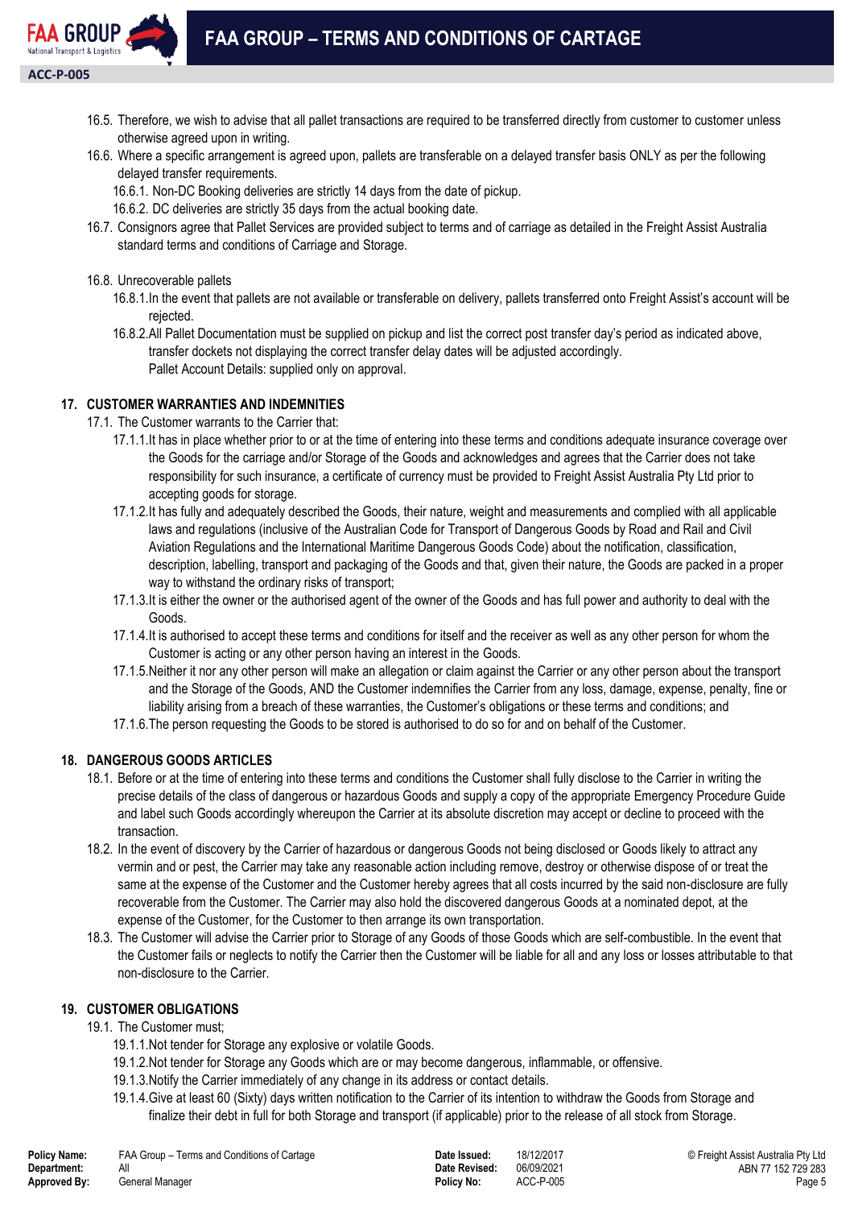16.5. Therefore, we wish to advise that all pallet transactions are required to be transferred directly from customer to customer unless otherwise agreed upon in writing.

16.6. Where a specific arrangement is agreed upon, pallets are transferable on a delayed transfer basis ONLY as per the following delayed transfer requirements.

16.6.1. Non-DC Booking deliveries are strictly 14 days from the date of pickup.

16.6.2. DC deliveries are strictly 35 days from the actual booking date.

16.7. Consignors agree that Pallet Services are provided subject to terms and of carriage as detailed in the Freight Assist Australia standard terms and conditions of Carriage and Storage.

16.8. Unrecoverable pallets

16.8.1. In the event that pallets are not available or transferable on delivery, pallets transferred onto Freight Assist's account will be rejected.

16.8.2. All Pallet Documentation must be supplied on pickup and list the correct post transfer day's period as indicated above, transfer dockets not displaying the correct transfer delay dates will be adjusted accordingly.
Pallet Account Details: supplied only on approval.

## 17. CUSTOMER WARRANTIES AND INDEMNITIES

17.1. The Customer warrants to the Carrier that:

17.1.1. It has in place whether prior to or at the time of entering into these terms and conditions adequate insurance coverage over the Goods for the carriage and/or Storage of the Goods and acknowledges and agrees that the Carrier does not take responsibility for such insurance, a certificate of currency must be provided to Freight Assist Australia Pty Ltd prior to accepting goods for storage.

17.1.2. It has fully and adequately described the Goods, their nature, weight and measurements and complied with all applicable laws and regulations (inclusive of the Australian Code for Transport of Dangerous Goods by Road and Rail and Civil Aviation Regulations and the International Maritime Dangerous Goods Code) about the notification, classification, description, labelling, transport and packaging of the Goods and that, given their nature, the Goods are packed in a proper way to withstand the ordinary risks of transport;

17.1.3. It is either the owner or the authorised agent of the owner of the Goods and has full power and authority to deal with the Goods.

17.1.4. It is authorised to accept these terms and conditions for itself and the receiver as well as any other person for whom the Customer is acting or any other person having an interest in the Goods.

17.1.5. Neither it nor any other person will make an allegation or claim against the Carrier or any other person about the transport and the Storage of the Goods, AND the Customer indemnifies the Carrier from any loss, damage, expense, penalty, fine or liability arising from a breach of these warranties, the Customer's obligations or these terms and conditions; and

17.1.6. The person requesting the Goods to be stored is authorised to do so for and on behalf of the Customer.

## 18. DANGEROUS GOODS ARTICLES

18.1. Before or at the time of entering into these terms and conditions the Customer shall fully disclose to the Carrier in writing the precise details of the class of dangerous or hazardous Goods and supply a copy of the appropriate Emergency Procedure Guide and label such Goods accordingly whereupon the Carrier at its absolute discretion may accept or decline to proceed with the transaction.

18.2. In the event of discovery by the Carrier of hazardous or dangerous Goods not being disclosed or Goods likely to attract any vermin and or pest, the Carrier may take any reasonable action including remove, destroy or otherwise dispose of or treat the same at the expense of the Customer and the Customer hereby agrees that all costs incurred by the said non-disclosure are fully recoverable from the Customer. The Carrier may also hold the discovered dangerous Goods at a nominated depot, at the expense of the Customer, for the Customer to then arrange its own transportation.

18.3. The Customer will advise the Carrier prior to Storage of any Goods of those Goods which are self-combustible. In the event that the Customer fails or neglects to notify the Carrier then the Customer will be liable for all and any loss or losses attributable to that non-disclosure to the Carrier.

## 19. CUSTOMER OBLIGATIONS

19.1. The Customer must;

19.1.1. Not tender for Storage any explosive or volatile Goods.

19.1.2. Not tender for Storage any Goods which are or may become dangerous, inflammable, or offensive.

19.1.3. Notify the Carrier immediately of any change in its address or contact details.

19.1.4. Give at least 60 (Sixty) days written notification to the Carrier of its intention to withdraw the Goods from Storage and finalize their debt in full for both Storage and transport (if applicable) prior to the release of all stock from Storage.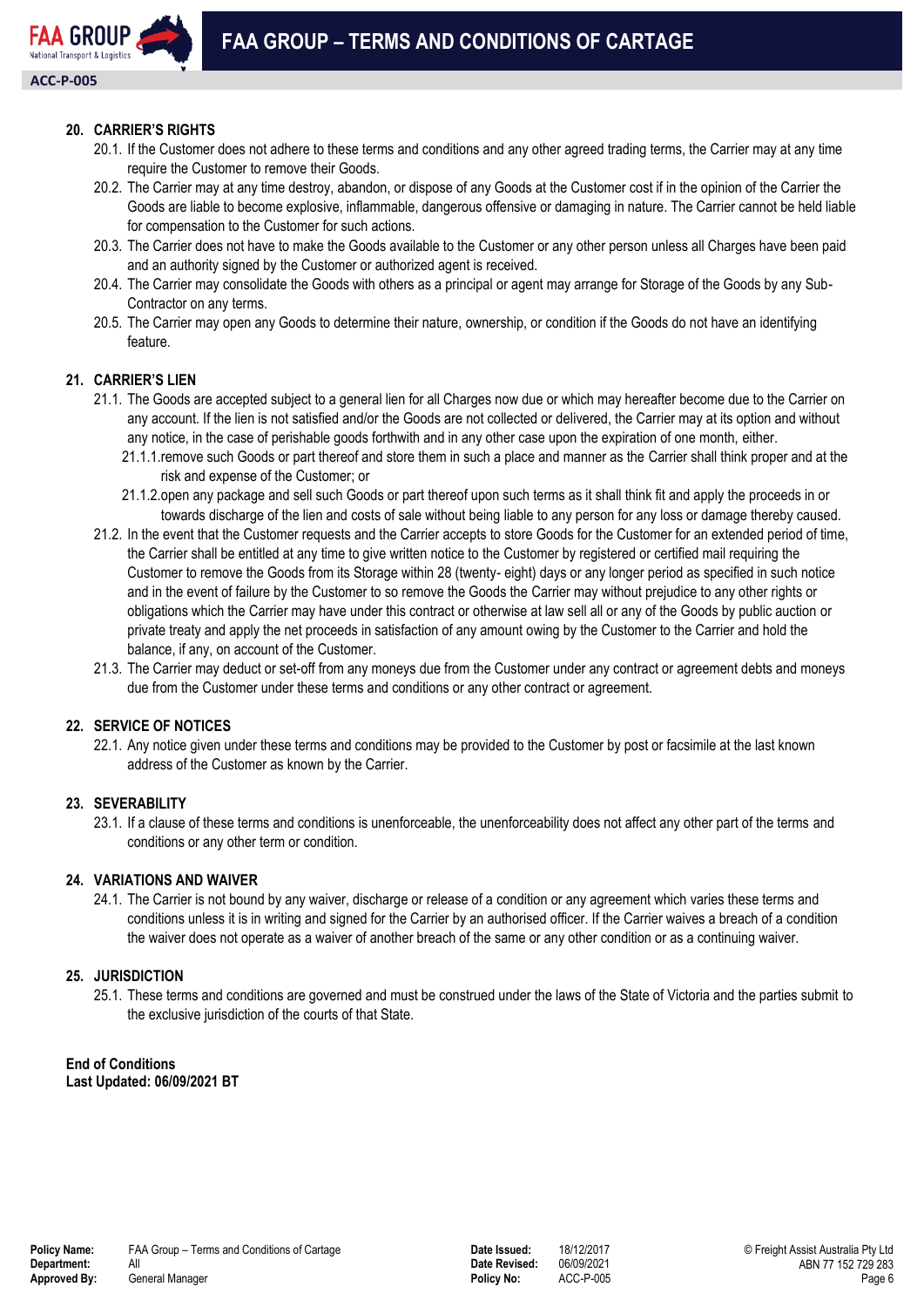## 20. CARRIER'S RIGHTS

20.1. If the Customer does not adhere to these terms and conditions and any other agreed trading terms, the Carrier may at any time require the Customer to remove their Goods.

20.2. The Carrier may at any time destroy, abandon, or dispose of any Goods at the Customer cost if in the opinion of the Carrier the Goods are liable to become explosive, inflammable, dangerous offensive or damaging in nature. The Carrier cannot be held liable for compensation to the Customer for such actions.

20.3. The Carrier does not have to make the Goods available to the Customer or any other person unless all Charges have been paid and an authority signed by the Customer or authorized agent is received.

20.4. The Carrier may consolidate the Goods with others as a principal or agent may arrange for Storage of the Goods by any Sub-Contractor on any terms.

20.5. The Carrier may open any Goods to determine their nature, ownership, or condition if the Goods do not have an identifying feature.

## 21. CARRIER'S LIEN

21.1. The Goods are accepted subject to a general lien for all Charges now due or which may hereafter become due to the Carrier on any account. If the lien is not satisfied and/or the Goods are not collected or delivered, the Carrier may at its option and without any notice, in the case of perishable goods forthwith and in any other case upon the expiration of one month, either.

21.1.1. remove such Goods or part thereof and store them in such a place and manner as the Carrier shall think proper and at the risk and expense of the Customer; or

21.1.2. open any package and sell such Goods or part thereof upon such terms as it shall think fit and apply the proceeds in or towards discharge of the lien and costs of sale without being liable to any person for any loss or damage thereby caused.

21.2. In the event that the Customer requests and the Carrier accepts to store Goods for the Customer for an extended period of time, the Carrier shall be entitled at any time to give written notice to the Customer by registered or certified mail requiring the Customer to remove the Goods from its Storage within 28 (twenty- eight) days or any longer period as specified in such notice and in the event of failure by the Customer to so remove the Goods the Carrier may without prejudice to any other rights or obligations which the Carrier may have under this contract or otherwise at law sell all or any of the Goods by public auction or private treaty and apply the net proceeds in satisfaction of any amount owing by the Customer to the Carrier and hold the balance, if any, on account of the Customer.

21.3. The Carrier may deduct or set-off from any moneys due from the Customer under any contract or agreement debts and moneys due from the Customer under these terms and conditions or any other contract or agreement.

## 22. SERVICE OF NOTICES

22.1. Any notice given under these terms and conditions may be provided to the Customer by post or facsimile at the last known address of the Customer as known by the Carrier.

## 23. SEVERABILITY

23.1. If a clause of these terms and conditions is unenforceable, the unenforceability does not affect any other part of the terms and conditions or any other term or condition.

## 24. VARIATIONS AND WAIVER

24.1. The Carrier is not bound by any waiver, discharge or release of a condition or any agreement which varies these terms and conditions unless it is in writing and signed for the Carrier by an authorised officer. If the Carrier waives a breach of a condition the waiver does not operate as a waiver of another breach of the same or any other condition or as a continuing waiver.

## 25. JURISDICTION

25.1. These terms and conditions are governed and must be construed under the laws of the State of Victoria and the parties submit to the exclusive jurisdiction of the courts of that State.

**End of Conditions**
**Last Updated: 06/09/2021 BT**